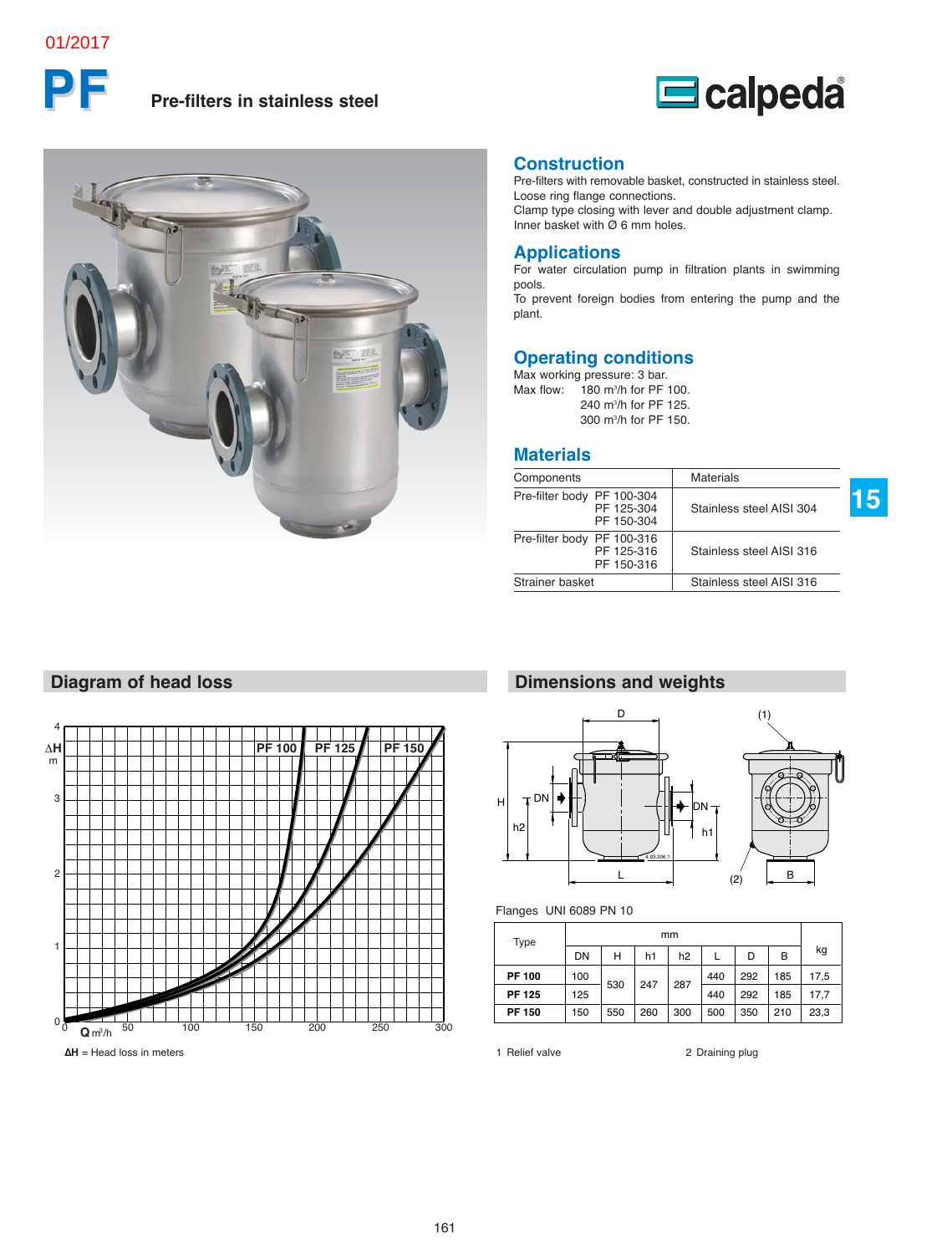01/2017

# PF

**Pre-filters in stainless steel**

## Construction

Pre-filters with removable basket, constructed in stainless steel.
Loose ring flange connections.
Clamp type closing with lever and double adjustment clamp.
Inner basket with Ø 6 mm holes.

## Applications

For water circulation pump in filtration plants in swimming pools.
To prevent foreign bodies from entering the pump and the plant.

## Operating conditions

Max working pressure: 3 bar.
Max flow: 180 m³/h for PF 100.
240 m³/h for PF 125.
300 m³/h for PF 150.

## Materials

| Components | Materials |
|---|---|
| Pre-filter body PF 100-304<br>PF 125-304<br>PF 150-304 | Stainless steel AISI 304 |
| Pre-filter body PF 100-316<br>PF 125-316<br>PF 150-316 | Stainless steel AISI 316 |
| Strainer basket | Stainless steel AISI 316 |

## Diagram of head loss

ΔH = Head loss in meters

## Dimensions and weights

Flanges UNI 6089 PN 10

| Type | mm | | | | | | | kg |
|---|---|---|---|---|---|---|---|---|
| | DN | H | h1 | h2 | L | D | B | |
| **PF 100** | 100 | 530 | 247 | 287 | 440 | 292 | 185 | 17,5 |
| **PF 125** | 125 | 530 | 247 | 287 | 440 | 292 | 185 | 17,7 |
| **PF 150** | 150 | 550 | 260 | 300 | 500 | 350 | 210 | 23,3 |

1 Relief valve

2 Draining plug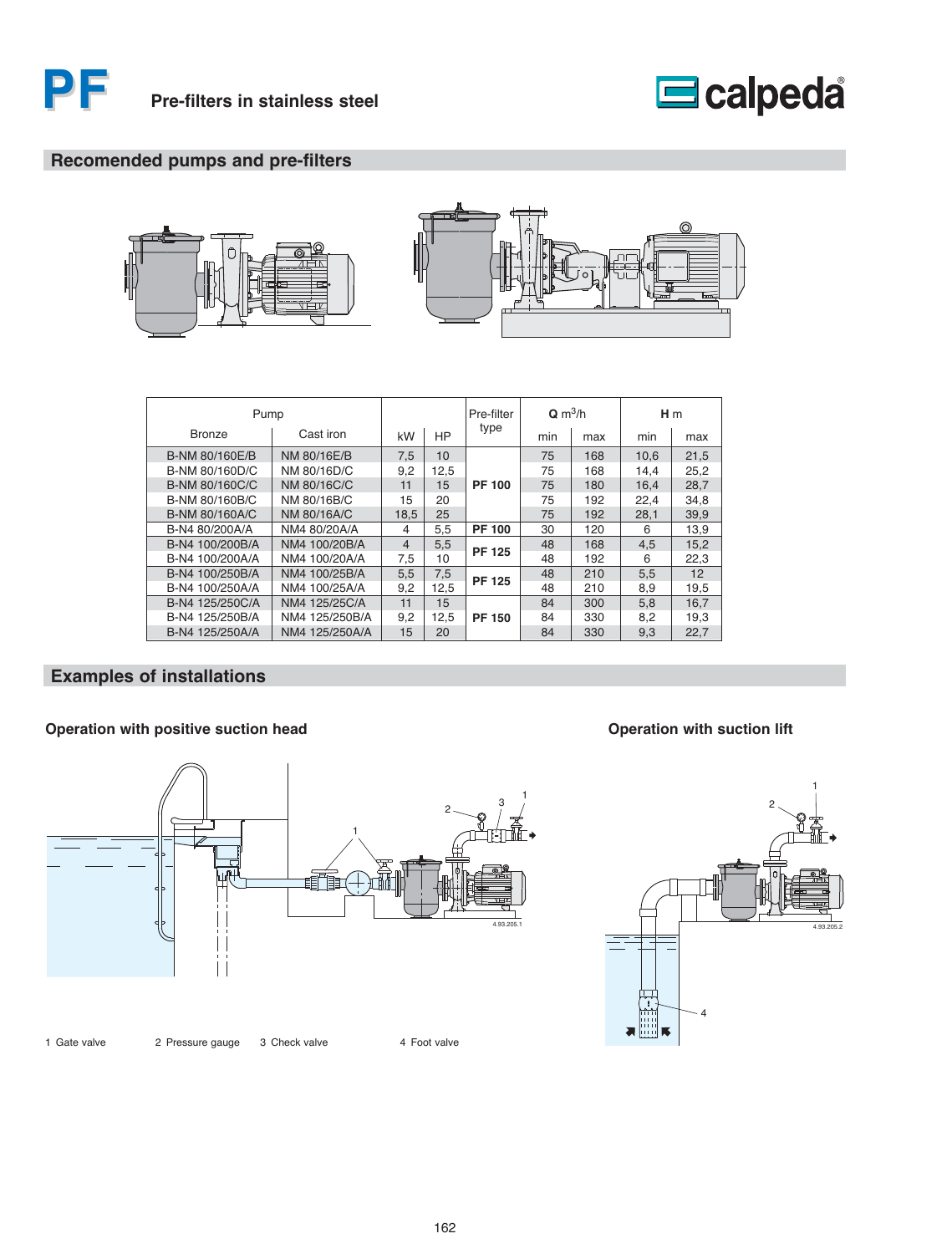# PF Pre-filters in stainless steel

## Recomended pumps and pre-filters

| Pump | | | | Pre-filter type | Q m³/h | | H m | |
|---|---|---|---|---|---|---|---|---|
| Bronze | Cast iron | kW | HP | | min | max | min | max |
| B-NM 80/160E/B | NM 80/16E/B | 7,5 | 10 | **PF 100** | 75 | 168 | 10,6 | 21,5 |
| B-NM 80/160D/C | NM 80/16D/C | 9,2 | 12,5 | | 75 | 168 | 14,4 | 25,2 |
| B-NM 80/160C/C | NM 80/16C/C | 11 | 15 | | 75 | 180 | 16,4 | 28,7 |
| B-NM 80/160B/C | NM 80/16B/C | 15 | 20 | | 75 | 192 | 22,4 | 34,8 |
| B-NM 80/160A/C | NM 80/16A/C | 18,5 | 25 | | 75 | 192 | 28,1 | 39,9 |
| B-N4 80/200A/A | NM4 80/20A/A | 4 | 5,5 | **PF 100** | 30 | 120 | 6 | 13,9 |
| B-N4 100/200B/A | NM4 100/20B/A | 4 | 5,5 | **PF 125** | 48 | 168 | 4,5 | 15,2 |
| B-N4 100/200A/A | NM4 100/20A/A | 7,5 | 10 | | 48 | 192 | 6 | 22,3 |
| B-N4 100/250B/A | NM4 100/25B/A | 5,5 | 7,5 | **PF 125** | 48 | 210 | 5,5 | 12 |
| B-N4 100/250A/A | NM4 100/25A/A | 9,2 | 12,5 | | 48 | 210 | 8,9 | 19,5 |
| B-N4 125/250C/A | NM4 125/25C/A | 11 | 15 | **PF 150** | 84 | 300 | 5,8 | 16,7 |
| B-N4 125/250B/A | NM4 125/250B/A | 9,2 | 12,5 | | 84 | 330 | 8,2 | 19,3 |
| B-N4 125/250A/A | NM4 125/250A/A | 15 | 20 | | 84 | 330 | 9,3 | 22,7 |

## Examples of installations

**Operation with positive suction head**

**Operation with suction lift**

4.93.205.1

4.93.205.2

1 Gate valve 2 Pressure gauge 3 Check valve 4 Foot valve